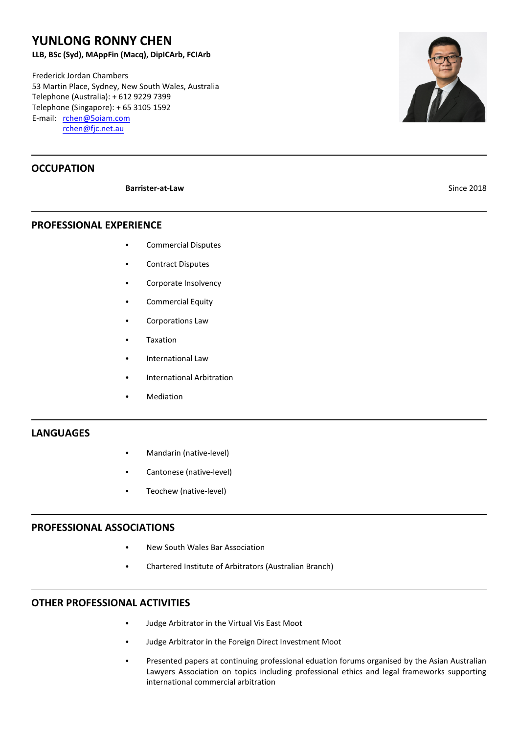# YUNLONG RONNY CHEN

**LLB, BSc (Syd), MAppFin (Macq), DipICArb, FCIArb**

Frederick Jordan Chambers
53 Martin Place, Sydney, New South Wales, Australia
Telephone (Australia): + 612 9229 7399
Telephone (Singapore): + 65 3105 1592
E-mail: rchen@5oiam.com
rchen@fjc.net.au

## OCCUPATION

**Barrister-at-Law** Since 2018

## PROFESSIONAL EXPERIENCE

- Commercial Disputes
- Contract Disputes
- Corporate Insolvency
- Commercial Equity
- Corporations Law
- Taxation
- International Law
- International Arbitration
- Mediation

## LANGUAGES

- Mandarin (native-level)
- Cantonese (native-level)
- Teochew (native-level)

## PROFESSIONAL ASSOCIATIONS

- New South Wales Bar Association
- Chartered Institute of Arbitrators (Australian Branch)

## OTHER PROFESSIONAL ACTIVITIES

- Judge Arbitrator in the Virtual Vis East Moot
- Judge Arbitrator in the Foreign Direct Investment Moot
- Presented papers at continuing professional eduation forums organised by the Asian Australian Lawyers Association on topics including professional ethics and legal frameworks supporting international commercial arbitration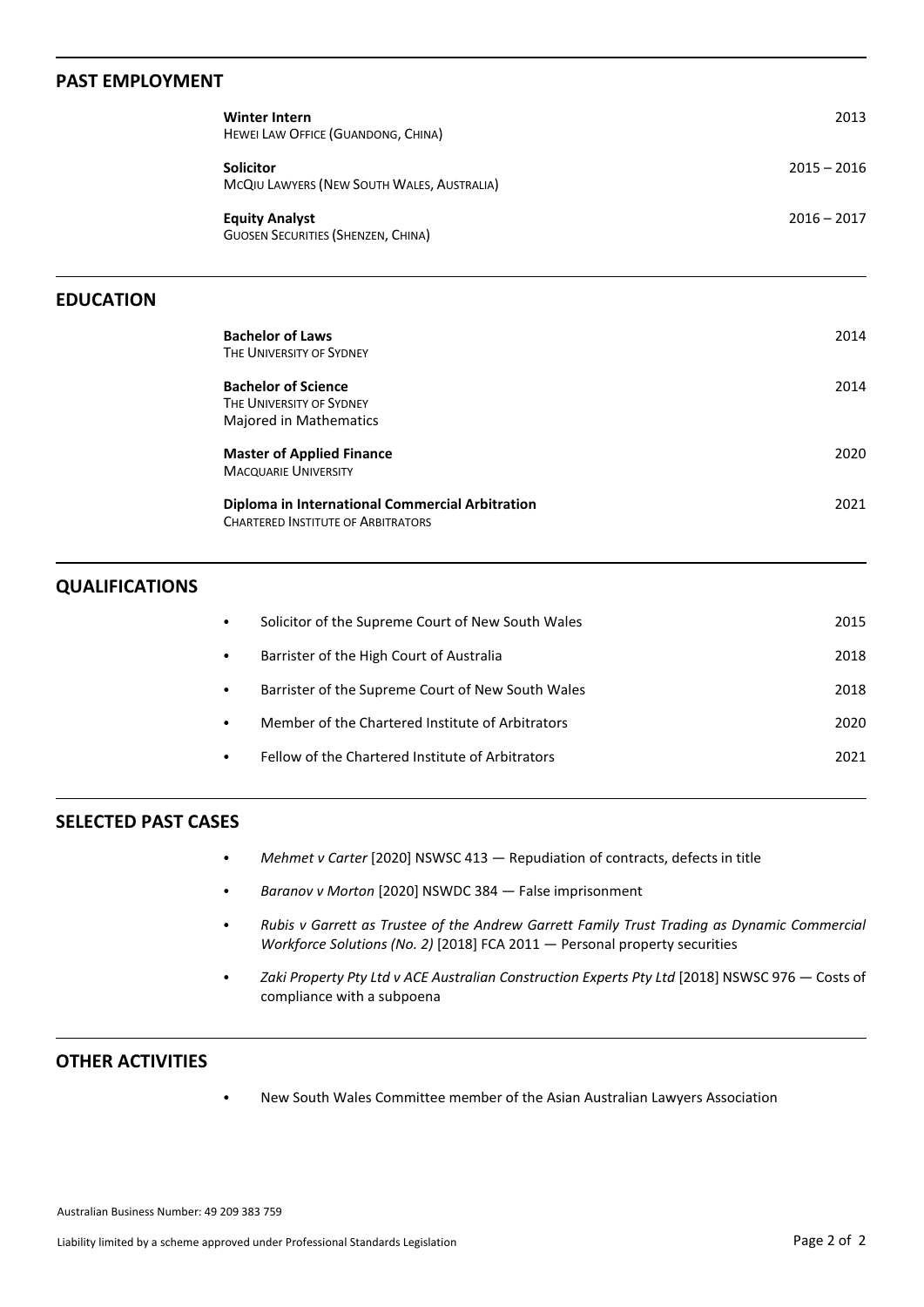## PAST EMPLOYMENT

**Winter Intern** — 2013
HEWEI LAW OFFICE (GUANDONG, CHINA)

**Solicitor** — 2015 – 2016
MCQIU LAWYERS (NEW SOUTH WALES, AUSTRALIA)

**Equity Analyst** — 2016 – 2017
GUOSEN SECURITIES (SHENZEN, CHINA)

## EDUCATION

**Bachelor of Laws** — 2014
THE UNIVERSITY OF SYDNEY

**Bachelor of Science** — 2014
THE UNIVERSITY OF SYDNEY
Majored in Mathematics

**Master of Applied Finance** — 2020
MACQUARIE UNIVERSITY

**Diploma in International Commercial Arbitration** — 2021
CHARTERED INSTITUTE OF ARBITRATORS

## QUALIFICATIONS

- Solicitor of the Supreme Court of New South Wales — 2015
- Barrister of the High Court of Australia — 2018
- Barrister of the Supreme Court of New South Wales — 2018
- Member of the Chartered Institute of Arbitrators — 2020
- Fellow of the Chartered Institute of Arbitrators — 2021

## SELECTED PAST CASES

- *Mehmet v Carter* [2020] NSWSC 413 — Repudiation of contracts, defects in title
- *Baranov v Morton* [2020] NSWDC 384 — False imprisonment
- *Rubis v Garrett as Trustee of the Andrew Garrett Family Trust Trading as Dynamic Commercial Workforce Solutions (No. 2)* [2018] FCA 2011 — Personal property securities
- *Zaki Property Pty Ltd v ACE Australian Construction Experts Pty Ltd* [2018] NSWSC 976 — Costs of compliance with a subpoena

## OTHER ACTIVITIES

- New South Wales Committee member of the Asian Australian Lawyers Association

Australian Business Number: 49 209 383 759

Liability limited by a scheme approved under Professional Standards Legislation